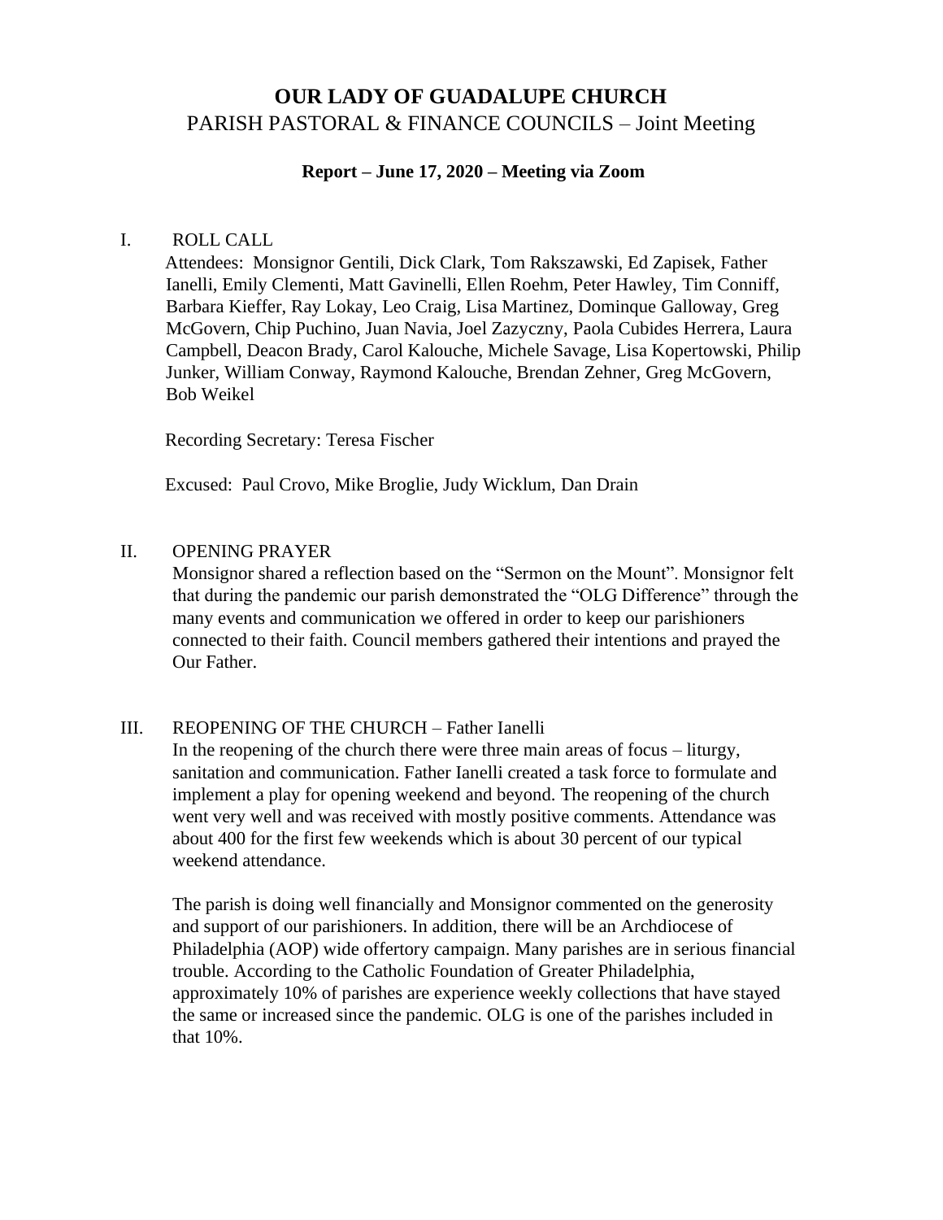# OUR LADY OF GUADALUPE CHURCH

## PARISH PASTORAL & FINANCE COUNCILS – Joint Meeting

**Report – June 17, 2020 – Meeting via Zoom**

I. ROLL CALL

Attendees: Monsignor Gentili, Dick Clark, Tom Rakszawski, Ed Zapisek, Father Ianelli, Emily Clementi, Matt Gavinelli, Ellen Roehm, Peter Hawley, Tim Conniff, Barbara Kieffer, Ray Lokay, Leo Craig, Lisa Martinez, Dominque Galloway, Greg McGovern, Chip Puchino, Juan Navia, Joel Zazyczny, Paola Cubides Herrera, Laura Campbell, Deacon Brady, Carol Kalouche, Michele Savage, Lisa Kopertowski, Philip Junker, William Conway, Raymond Kalouche, Brendan Zehner, Greg McGovern, Bob Weikel

Recording Secretary: Teresa Fischer

Excused: Paul Crovo, Mike Broglie, Judy Wicklum, Dan Drain

II. OPENING PRAYER

Monsignor shared a reflection based on the "Sermon on the Mount". Monsignor felt that during the pandemic our parish demonstrated the "OLG Difference" through the many events and communication we offered in order to keep our parishioners connected to their faith. Council members gathered their intentions and prayed the Our Father.

III. REOPENING OF THE CHURCH – Father Ianelli

In the reopening of the church there were three main areas of focus – liturgy, sanitation and communication. Father Ianelli created a task force to formulate and implement a play for opening weekend and beyond. The reopening of the church went very well and was received with mostly positive comments. Attendance was about 400 for the first few weekends which is about 30 percent of our typical weekend attendance.

The parish is doing well financially and Monsignor commented on the generosity and support of our parishioners. In addition, there will be an Archdiocese of Philadelphia (AOP) wide offertory campaign. Many parishes are in serious financial trouble. According to the Catholic Foundation of Greater Philadelphia, approximately 10% of parishes are experience weekly collections that have stayed the same or increased since the pandemic. OLG is one of the parishes included in that 10%.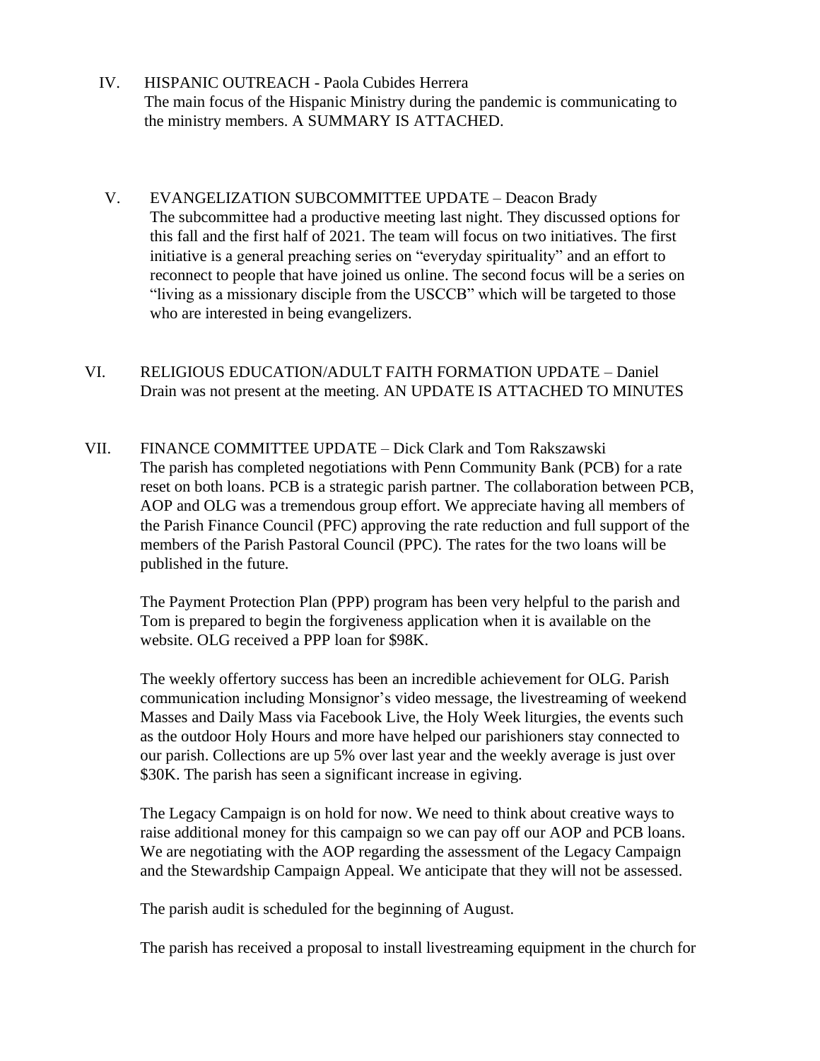IV. HISPANIC OUTREACH - Paola Cubides Herrera
The main focus of the Hispanic Ministry during the pandemic is communicating to the ministry members. A SUMMARY IS ATTACHED.

V. EVANGELIZATION SUBCOMMITTEE UPDATE – Deacon Brady
The subcommittee had a productive meeting last night. They discussed options for this fall and the first half of 2021. The team will focus on two initiatives. The first initiative is a general preaching series on "everyday spirituality" and an effort to reconnect to people that have joined us online. The second focus will be a series on "living as a missionary disciple from the USCCB" which will be targeted to those who are interested in being evangelizers.

VI. RELIGIOUS EDUCATION/ADULT FAITH FORMATION UPDATE – Daniel Drain was not present at the meeting. AN UPDATE IS ATTACHED TO MINUTES

VII. FINANCE COMMITTEE UPDATE – Dick Clark and Tom Rakszawski
The parish has completed negotiations with Penn Community Bank (PCB) for a rate reset on both loans. PCB is a strategic parish partner. The collaboration between PCB, AOP and OLG was a tremendous group effort. We appreciate having all members of the Parish Finance Council (PFC) approving the rate reduction and full support of the members of the Parish Pastoral Council (PPC). The rates for the two loans will be published in the future.

The Payment Protection Plan (PPP) program has been very helpful to the parish and Tom is prepared to begin the forgiveness application when it is available on the website. OLG received a PPP loan for $98K.

The weekly offertory success has been an incredible achievement for OLG. Parish communication including Monsignor's video message, the livestreaming of weekend Masses and Daily Mass via Facebook Live, the Holy Week liturgies, the events such as the outdoor Holy Hours and more have helped our parishioners stay connected to our parish. Collections are up 5% over last year and the weekly average is just over $30K. The parish has seen a significant increase in egiving.

The Legacy Campaign is on hold for now. We need to think about creative ways to raise additional money for this campaign so we can pay off our AOP and PCB loans. We are negotiating with the AOP regarding the assessment of the Legacy Campaign and the Stewardship Campaign Appeal. We anticipate that they will not be assessed.

The parish audit is scheduled for the beginning of August.

The parish has received a proposal to install livestreaming equipment in the church for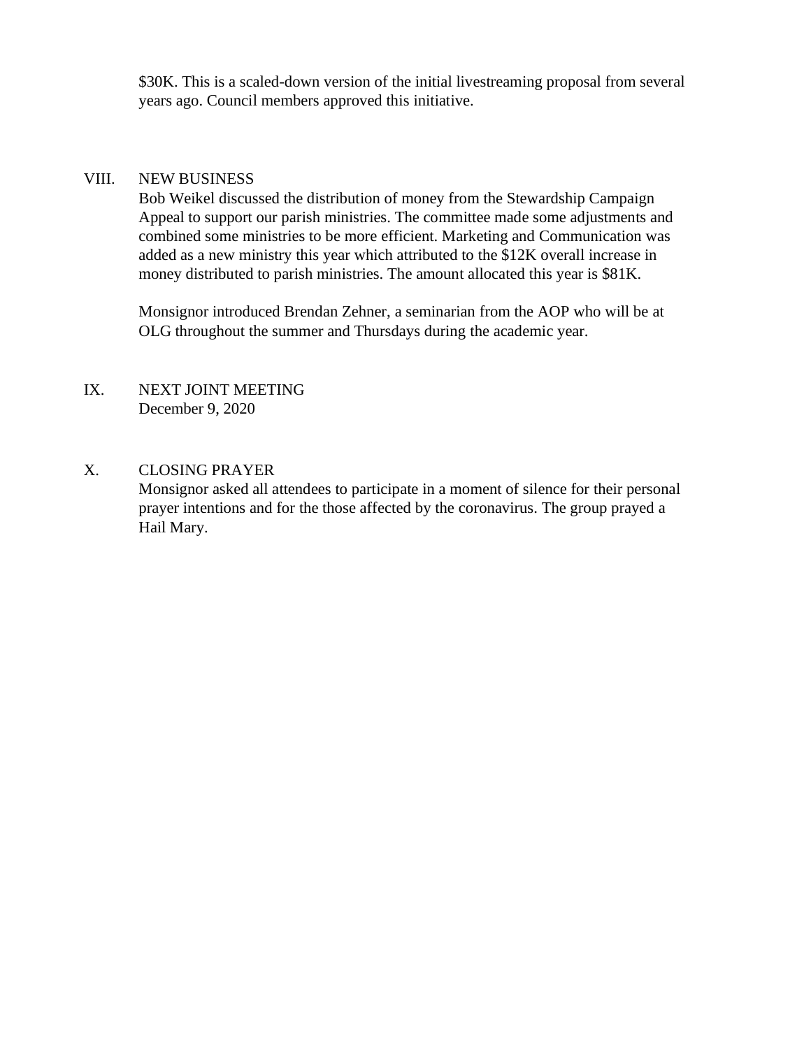$30K. This is a scaled-down version of the initial livestreaming proposal from several years ago. Council members approved this initiative.

## VIII. NEW BUSINESS

Bob Weikel discussed the distribution of money from the Stewardship Campaign Appeal to support our parish ministries. The committee made some adjustments and combined some ministries to be more efficient. Marketing and Communication was added as a new ministry this year which attributed to the $12K overall increase in money distributed to parish ministries. The amount allocated this year is $81K.

Monsignor introduced Brendan Zehner, a seminarian from the AOP who will be at OLG throughout the summer and Thursdays during the academic year.

## IX. NEXT JOINT MEETING

December 9, 2020

## X. CLOSING PRAYER

Monsignor asked all attendees to participate in a moment of silence for their personal prayer intentions and for the those affected by the coronavirus. The group prayed a Hail Mary.